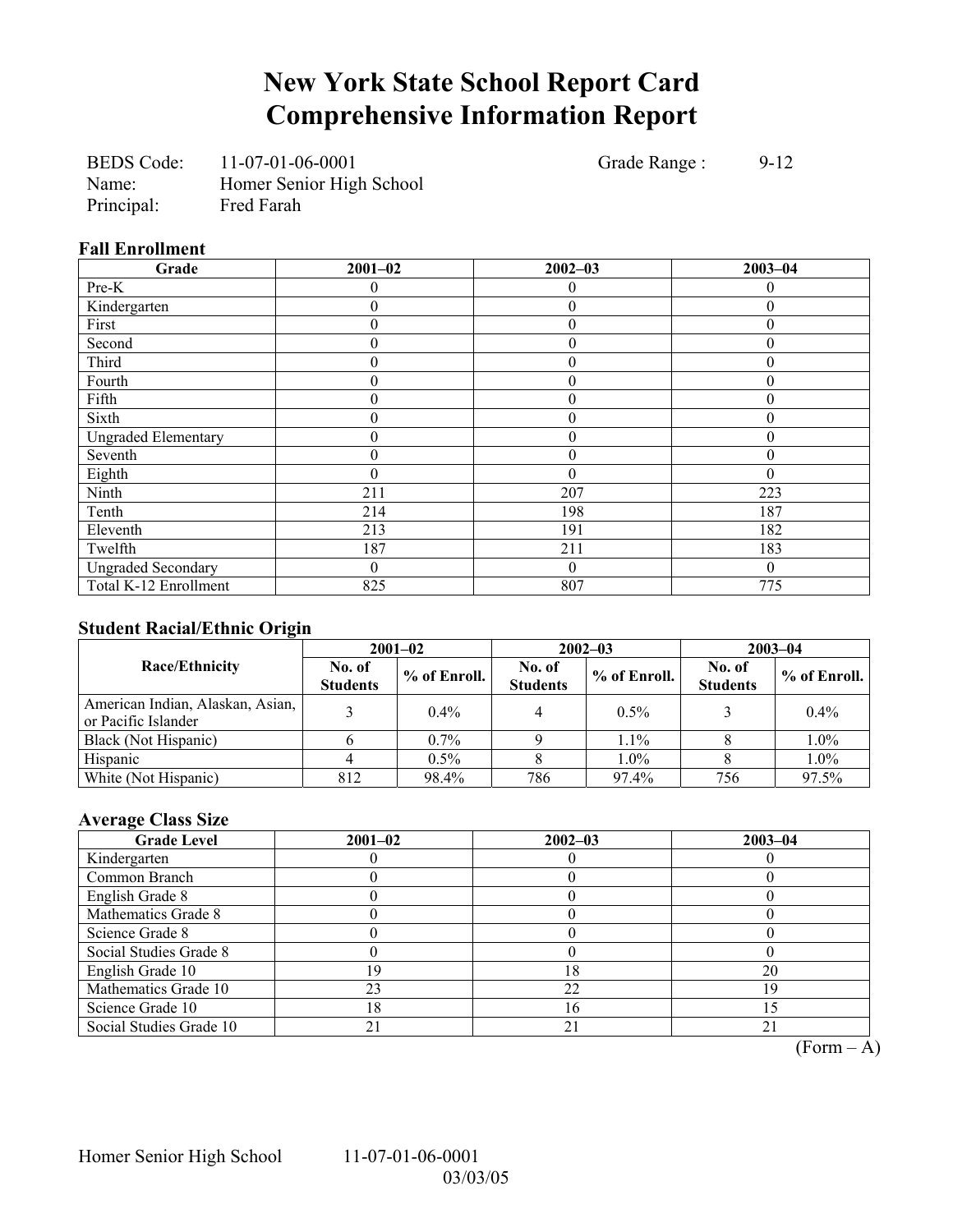# New York State School Report Card
# Comprehensive Information Report

BEDS Code: 11-07-01-06-0001 Grade Range : 9-12
Name: Homer Senior High School
Principal: Fred Farah

### Fall Enrollment

| Grade | 2001–02 | 2002–03 | 2003–04 |
|---|---|---|---|
| Pre-K | 0 | 0 | 0 |
| Kindergarten | 0 | 0 | 0 |
| First | 0 | 0 | 0 |
| Second | 0 | 0 | 0 |
| Third | 0 | 0 | 0 |
| Fourth | 0 | 0 | 0 |
| Fifth | 0 | 0 | 0 |
| Sixth | 0 | 0 | 0 |
| Ungraded Elementary | 0 | 0 | 0 |
| Seventh | 0 | 0 | 0 |
| Eighth | 0 | 0 | 0 |
| Ninth | 211 | 207 | 223 |
| Tenth | 214 | 198 | 187 |
| Eleventh | 213 | 191 | 182 |
| Twelfth | 187 | 211 | 183 |
| Ungraded Secondary | 0 | 0 | 0 |
| Total K-12 Enrollment | 825 | 807 | 775 |

### Student Racial/Ethnic Origin

| Race/Ethnicity | 2001–02 | | 2002–03 | | 2003–04 | |
|---|---|---|---|---|---|---|
| | No. of Students | % of Enroll. | No. of Students | % of Enroll. | No. of Students | % of Enroll. |
| American Indian, Alaskan, Asian, or Pacific Islander | 3 | 0.4% | 4 | 0.5% | 3 | 0.4% |
| Black (Not Hispanic) | 6 | 0.7% | 9 | 1.1% | 8 | 1.0% |
| Hispanic | 4 | 0.5% | 8 | 1.0% | 8 | 1.0% |
| White (Not Hispanic) | 812 | 98.4% | 786 | 97.4% | 756 | 97.5% |

### Average Class Size

| Grade Level | 2001–02 | 2002–03 | 2003–04 |
|---|---|---|---|
| Kindergarten | 0 | 0 | 0 |
| Common Branch | 0 | 0 | 0 |
| English Grade 8 | 0 | 0 | 0 |
| Mathematics Grade 8 | 0 | 0 | 0 |
| Science Grade 8 | 0 | 0 | 0 |
| Social Studies Grade 8 | 0 | 0 | 0 |
| English Grade 10 | 19 | 18 | 20 |
| Mathematics Grade 10 | 23 | 22 | 19 |
| Science Grade 10 | 18 | 16 | 15 |
| Social Studies Grade 10 | 21 | 21 | 21 |

(Form – A)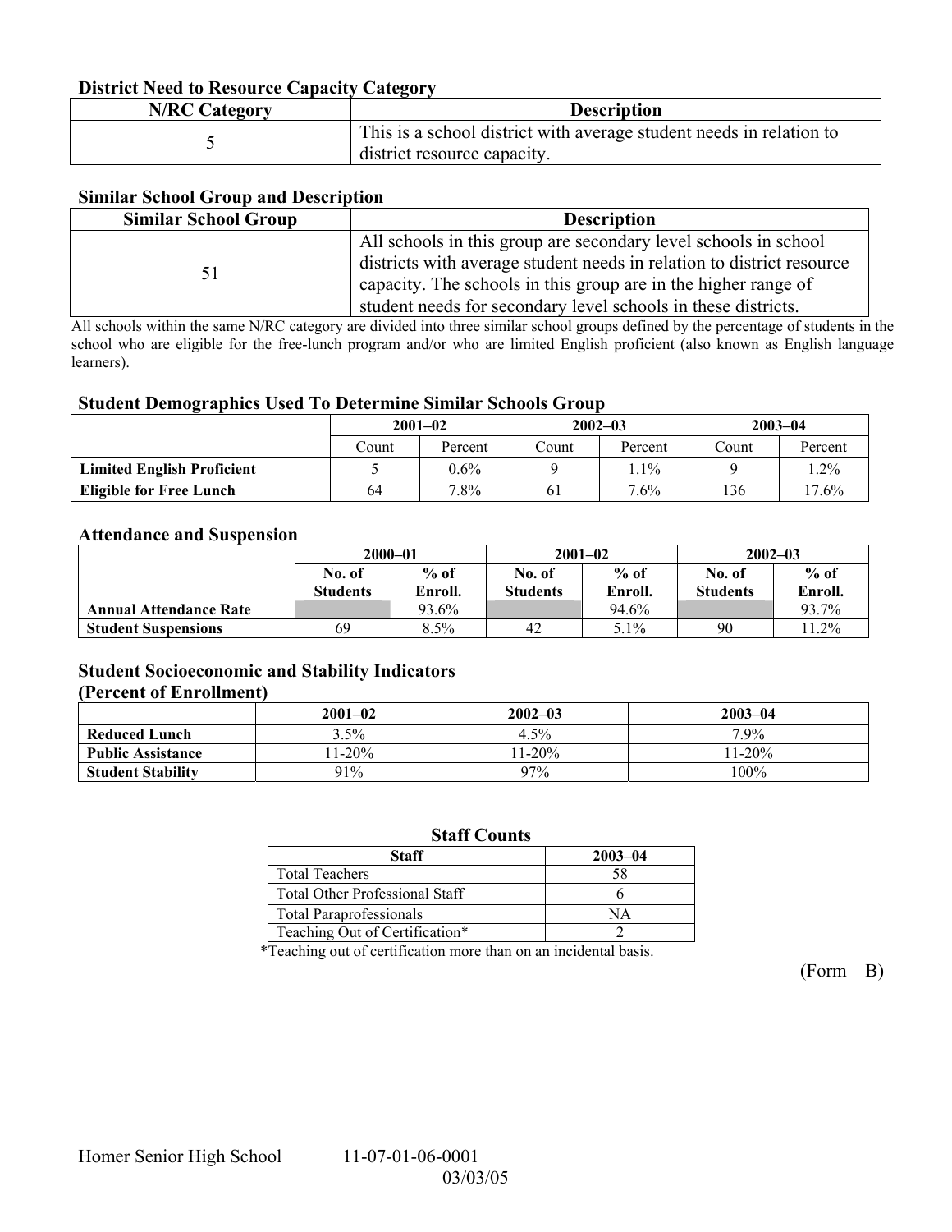### District Need to Resource Capacity Category

| N/RC Category | Description |
|---|---|
| 5 | This is a school district with average student needs in relation to district resource capacity. |

### Similar School Group and Description

| Similar School Group | Description |
|---|---|
| 51 | All schools in this group are secondary level schools in school districts with average student needs in relation to district resource capacity. The schools in this group are in the higher range of student needs for secondary level schools in these districts. |

All schools within the same N/RC category are divided into three similar school groups defined by the percentage of students in the school who are eligible for the free-lunch program and/or who are limited English proficient (also known as English language learners).

### Student Demographics Used To Determine Similar Schools Group

| | 2001–02 | | 2002–03 | | 2003–04 | |
|---|---|---|---|---|---|---|
| | Count | Percent | Count | Percent | Count | Percent |
| **Limited English Proficient** | 5 | 0.6% | 9 | 1.1% | 9 | 1.2% |
| **Eligible for Free Lunch** | 64 | 7.8% | 61 | 7.6% | 136 | 17.6% |

### Attendance and Suspension

| | 2000–01 | | 2001–02 | | 2002–03 | |
|---|---|---|---|---|---|---|
| | No. of Students | % of Enroll. | No. of Students | % of Enroll. | No. of Students | % of Enroll. |
| **Annual Attendance Rate** | | 93.6% | | 94.6% | | 93.7% |
| **Student Suspensions** | 69 | 8.5% | 42 | 5.1% | 90 | 11.2% |

### Student Socioeconomic and Stability Indicators (Percent of Enrollment)

| | 2001–02 | 2002–03 | 2003–04 |
|---|---|---|---|
| **Reduced Lunch** | 3.5% | 4.5% | 7.9% |
| **Public Assistance** | 11-20% | 11-20% | 11-20% |
| **Student Stability** | 91% | 97% | 100% |

### Staff Counts

| Staff | 2003–04 |
|---|---|
| Total Teachers | 58 |
| Total Other Professional Staff | 6 |
| Total Paraprofessionals | NA |
| Teaching Out of Certification* | 2 |

*Teaching out of certification more than on an incidental basis.

(Form – B)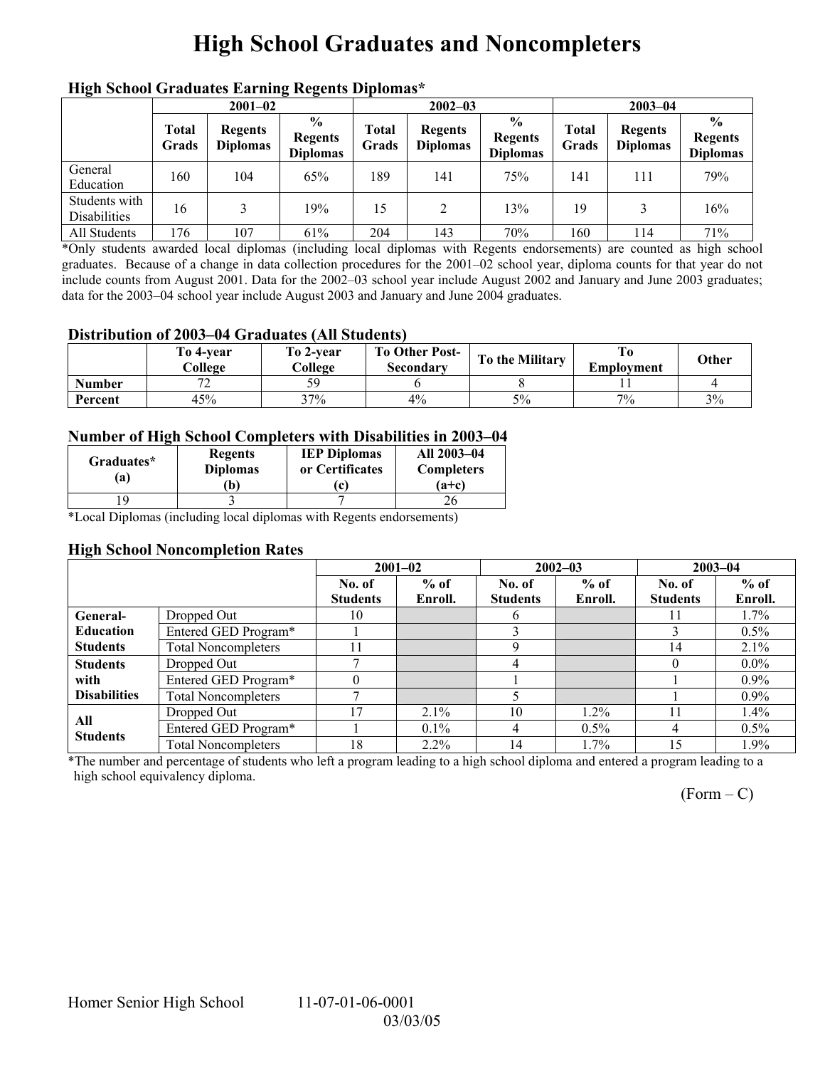// High School Graduates and Noncompleters

## High School Graduates Earning Regents Diplomas*

| | 2001–02 | | | 2002–03 | | | 2003–04 | | |
|---|---|---|---|---|---|---|---|---|---|
| | Total Grads | Regents Diplomas | % Regents Diplomas | Total Grads | Regents Diplomas | % Regents Diplomas | Total Grads | Regents Diplomas | % Regents Diplomas |
| General Education | 160 | 104 | 65% | 189 | 141 | 75% | 141 | 111 | 79% |
| Students with Disabilities | 16 | 3 | 19% | 15 | 2 | 13% | 19 | 3 | 16% |
| All Students | 176 | 107 | 61% | 204 | 143 | 70% | 160 | 114 | 71% |

*Only students awarded local diplomas (including local diplomas with Regents endorsements) are counted as high school graduates. Because of a change in data collection procedures for the 2001–02 school year, diploma counts for that year do not include counts from August 2001. Data for the 2002–03 school year include August 2002 and January and June 2003 graduates; data for the 2003–04 school year include August 2003 and January and June 2004 graduates.

## Distribution of 2003–04 Graduates (All Students)

| | To 4-year College | To 2-year College | To Other Post-Secondary | To the Military | To Employment | Other |
|---|---|---|---|---|---|---|
| Number | 72 | 59 | 6 | 8 | 11 | 4 |
| Percent | 45% | 37% | 4% | 5% | 7% | 3% |

## Number of High School Completers with Disabilities in 2003–04

| Graduates* (a) | Regents Diplomas (b) | IEP Diplomas or Certificates (c) | All 2003–04 Completers (a+c) |
|---|---|---|---|
| 19 | 3 | 7 | 26 |

*Local Diplomas (including local diplomas with Regents endorsements)

## High School Noncompletion Rates

| | | 2001–02 | | 2002–03 | | 2003–04 | |
|---|---|---|---|---|---|---|---|
| | | No. of Students | % of Enroll. | No. of Students | % of Enroll. | No. of Students | % of Enroll. |
| General-Education Students | Dropped Out | 10 | | 6 | | 11 | 1.7% |
| | Entered GED Program* | 1 | | 3 | | 3 | 0.5% |
| | Total Noncompleters | 11 | | 9 | | 14 | 2.1% |
| Students with Disabilities | Dropped Out | 7 | | 4 | | 0 | 0.0% |
| | Entered GED Program* | 0 | | 1 | | 1 | 0.9% |
| | Total Noncompleters | 7 | | 5 | | 1 | 0.9% |
| All Students | Dropped Out | 17 | 2.1% | 10 | 1.2% | 11 | 1.4% |
| | Entered GED Program* | 1 | 0.1% | 4 | 0.5% | 4 | 0.5% |
| | Total Noncompleters | 18 | 2.2% | 14 | 1.7% | 15 | 1.9% |

*The number and percentage of students who left a program leading to a high school diploma and entered a program leading to a high school equivalency diploma.

(Form – C)

Homer Senior High School 11-07-01-06-0001
03/03/05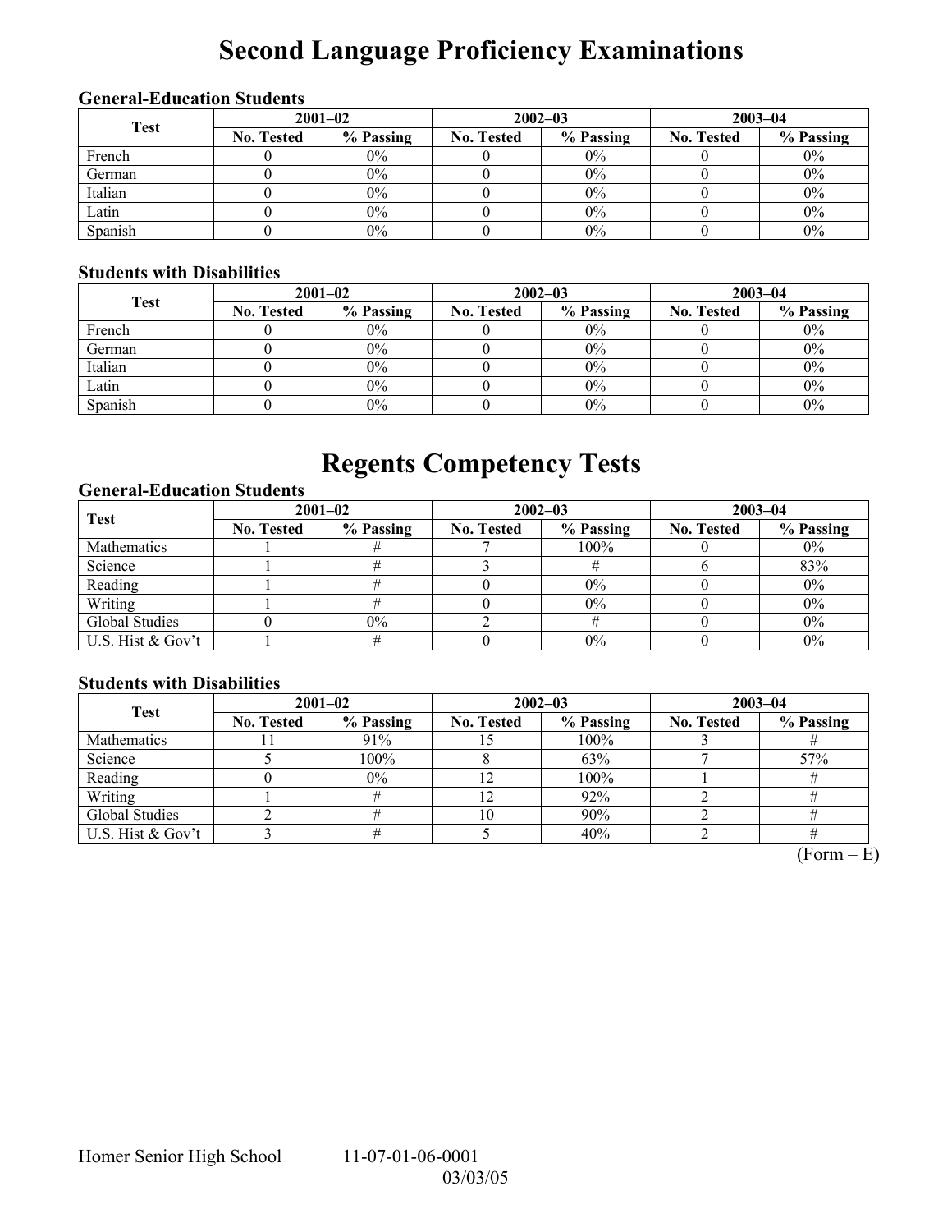# Second Language Proficiency Examinations

### General-Education Students

| Test | 2001–02 | | 2002–03 | | 2003–04 | |
|---|---|---|---|---|---|---|
| | No. Tested | % Passing | No. Tested | % Passing | No. Tested | % Passing |
| French | 0 | 0% | 0 | 0% | 0 | 0% |
| German | 0 | 0% | 0 | 0% | 0 | 0% |
| Italian | 0 | 0% | 0 | 0% | 0 | 0% |
| Latin | 0 | 0% | 0 | 0% | 0 | 0% |
| Spanish | 0 | 0% | 0 | 0% | 0 | 0% |

### Students with Disabilities

| Test | 2001–02 | | 2002–03 | | 2003–04 | |
|---|---|---|---|---|---|---|
| | No. Tested | % Passing | No. Tested | % Passing | No. Tested | % Passing |
| French | 0 | 0% | 0 | 0% | 0 | 0% |
| German | 0 | 0% | 0 | 0% | 0 | 0% |
| Italian | 0 | 0% | 0 | 0% | 0 | 0% |
| Latin | 0 | 0% | 0 | 0% | 0 | 0% |
| Spanish | 0 | 0% | 0 | 0% | 0 | 0% |

# Regents Competency Tests

### General-Education Students

| Test | 2001–02 | | 2002–03 | | 2003–04 | |
|---|---|---|---|---|---|---|
| | No. Tested | % Passing | No. Tested | % Passing | No. Tested | % Passing |
| Mathematics | 1 | # | 7 | 100% | 0 | 0% |
| Science | 1 | # | 3 | # | 6 | 83% |
| Reading | 1 | # | 0 | 0% | 0 | 0% |
| Writing | 1 | # | 0 | 0% | 0 | 0% |
| Global Studies | 0 | 0% | 2 | # | 0 | 0% |
| U.S. Hist & Gov't | 1 | # | 0 | 0% | 0 | 0% |

### Students with Disabilities

| Test | 2001–02 | | 2002–03 | | 2003–04 | |
|---|---|---|---|---|---|---|
| | No. Tested | % Passing | No. Tested | % Passing | No. Tested | % Passing |
| Mathematics | 11 | 91% | 15 | 100% | 3 | # |
| Science | 5 | 100% | 8 | 63% | 7 | 57% |
| Reading | 0 | 0% | 12 | 100% | 1 | # |
| Writing | 1 | # | 12 | 92% | 2 | # |
| Global Studies | 2 | # | 10 | 90% | 2 | # |
| U.S. Hist & Gov't | 3 | # | 5 | 40% | 2 | # |

(Form – E)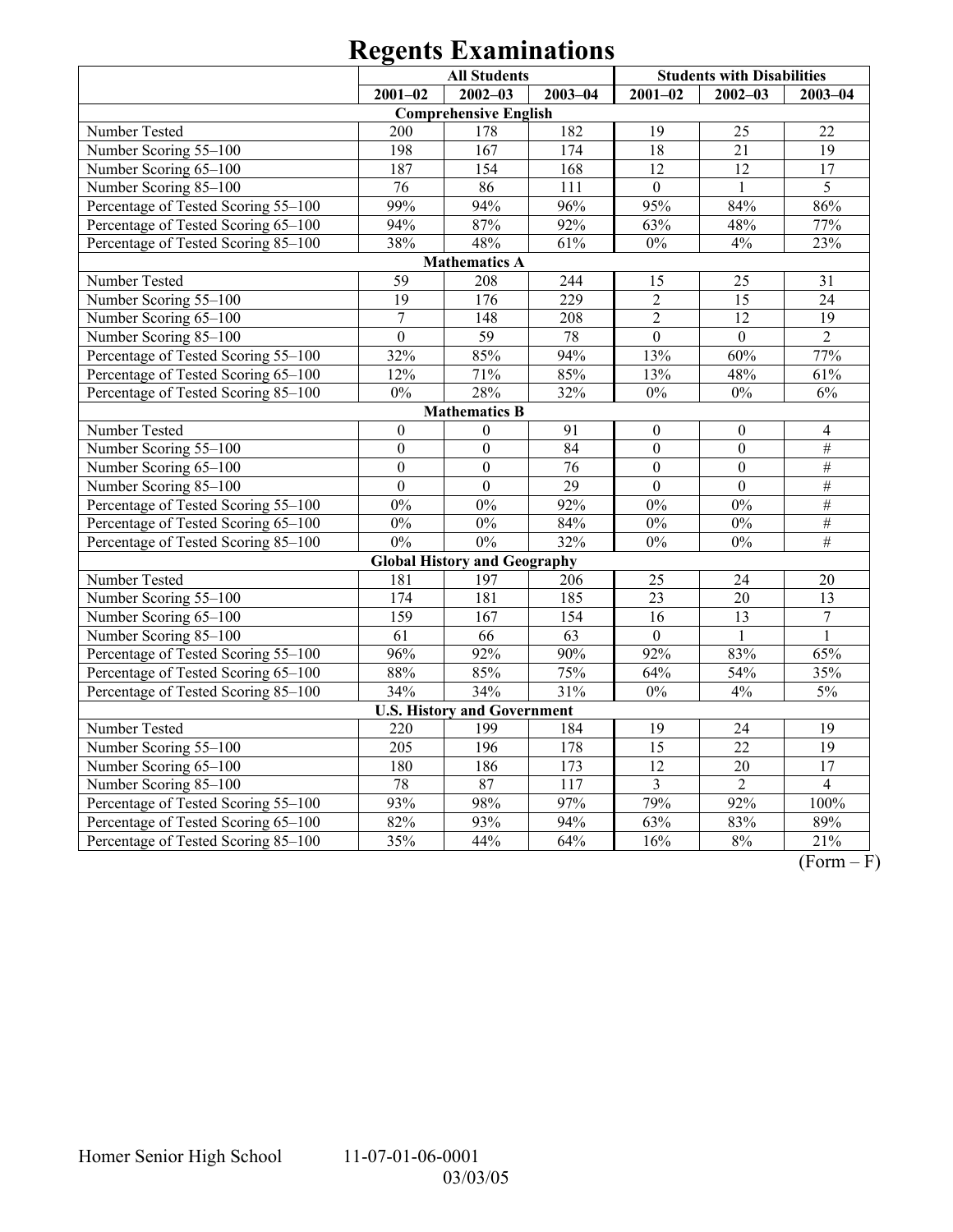# Regents Examinations

| | All Students | | | Students with Disabilities | | |
|---|---|---|---|---|---|---|
| | 2001–02 | 2002–03 | 2003–04 | 2001–02 | 2002–03 | 2003–04 |
| **Comprehensive English** | | | | | | |
| Number Tested | 200 | 178 | 182 | 19 | 25 | 22 |
| Number Scoring 55–100 | 198 | 167 | 174 | 18 | 21 | 19 |
| Number Scoring 65–100 | 187 | 154 | 168 | 12 | 12 | 17 |
| Number Scoring 85–100 | 76 | 86 | 111 | 0 | 1 | 5 |
| Percentage of Tested Scoring 55–100 | 99% | 94% | 96% | 95% | 84% | 86% |
| Percentage of Tested Scoring 65–100 | 94% | 87% | 92% | 63% | 48% | 77% |
| Percentage of Tested Scoring 85–100 | 38% | 48% | 61% | 0% | 4% | 23% |
| **Mathematics A** | | | | | | |
| Number Tested | 59 | 208 | 244 | 15 | 25 | 31 |
| Number Scoring 55–100 | 19 | 176 | 229 | 2 | 15 | 24 |
| Number Scoring 65–100 | 7 | 148 | 208 | 2 | 12 | 19 |
| Number Scoring 85–100 | 0 | 59 | 78 | 0 | 0 | 2 |
| Percentage of Tested Scoring 55–100 | 32% | 85% | 94% | 13% | 60% | 77% |
| Percentage of Tested Scoring 65–100 | 12% | 71% | 85% | 13% | 48% | 61% |
| Percentage of Tested Scoring 85–100 | 0% | 28% | 32% | 0% | 0% | 6% |
| **Mathematics B** | | | | | | |
| Number Tested | 0 | 0 | 91 | 0 | 0 | 4 |
| Number Scoring 55–100 | 0 | 0 | 84 | 0 | 0 | # |
| Number Scoring 65–100 | 0 | 0 | 76 | 0 | 0 | # |
| Number Scoring 85–100 | 0 | 0 | 29 | 0 | 0 | # |
| Percentage of Tested Scoring 55–100 | 0% | 0% | 92% | 0% | 0% | # |
| Percentage of Tested Scoring 65–100 | 0% | 0% | 84% | 0% | 0% | # |
| Percentage of Tested Scoring 85–100 | 0% | 0% | 32% | 0% | 0% | # |
| **Global History and Geography** | | | | | | |
| Number Tested | 181 | 197 | 206 | 25 | 24 | 20 |
| Number Scoring 55–100 | 174 | 181 | 185 | 23 | 20 | 13 |
| Number Scoring 65–100 | 159 | 167 | 154 | 16 | 13 | 7 |
| Number Scoring 85–100 | 61 | 66 | 63 | 0 | 1 | 1 |
| Percentage of Tested Scoring 55–100 | 96% | 92% | 90% | 92% | 83% | 65% |
| Percentage of Tested Scoring 65–100 | 88% | 85% | 75% | 64% | 54% | 35% |
| Percentage of Tested Scoring 85–100 | 34% | 34% | 31% | 0% | 4% | 5% |
| **U.S. History and Government** | | | | | | |
| Number Tested | 220 | 199 | 184 | 19 | 24 | 19 |
| Number Scoring 55–100 | 205 | 196 | 178 | 15 | 22 | 19 |
| Number Scoring 65–100 | 180 | 186 | 173 | 12 | 20 | 17 |
| Number Scoring 85–100 | 78 | 87 | 117 | 3 | 2 | 4 |
| Percentage of Tested Scoring 55–100 | 93% | 98% | 97% | 79% | 92% | 100% |
| Percentage of Tested Scoring 65–100 | 82% | 93% | 94% | 63% | 83% | 89% |
| Percentage of Tested Scoring 85–100 | 35% | 44% | 64% | 16% | 8% | 21% |

(Form – F)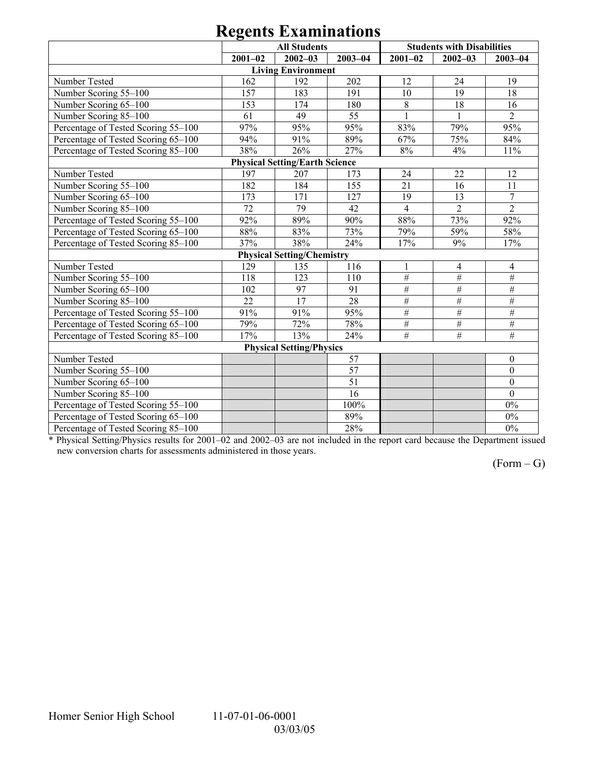# Regents Examinations

| | All Students | | | Students with Disabilities | | |
|---|---|---|---|---|---|---|
| | 2001–02 | 2002–03 | 2003–04 | 2001–02 | 2002–03 | 2003–04 |
| **Living Environment** | | | | | | |
| Number Tested | 162 | 192 | 202 | 12 | 24 | 19 |
| Number Scoring 55–100 | 157 | 183 | 191 | 10 | 19 | 18 |
| Number Scoring 65–100 | 153 | 174 | 180 | 8 | 18 | 16 |
| Number Scoring 85–100 | 61 | 49 | 55 | 1 | 1 | 2 |
| Percentage of Tested Scoring 55–100 | 97% | 95% | 95% | 83% | 79% | 95% |
| Percentage of Tested Scoring 65–100 | 94% | 91% | 89% | 67% | 75% | 84% |
| Percentage of Tested Scoring 85–100 | 38% | 26% | 27% | 8% | 4% | 11% |
| **Physical Setting/Earth Science** | | | | | | |
| Number Tested | 197 | 207 | 173 | 24 | 22 | 12 |
| Number Scoring 55–100 | 182 | 184 | 155 | 21 | 16 | 11 |
| Number Scoring 65–100 | 173 | 171 | 127 | 19 | 13 | 7 |
| Number Scoring 85–100 | 72 | 79 | 42 | 4 | 2 | 2 |
| Percentage of Tested Scoring 55–100 | 92% | 89% | 90% | 88% | 73% | 92% |
| Percentage of Tested Scoring 65–100 | 88% | 83% | 73% | 79% | 59% | 58% |
| Percentage of Tested Scoring 85–100 | 37% | 38% | 24% | 17% | 9% | 17% |
| **Physical Setting/Chemistry** | | | | | | |
| Number Tested | 129 | 135 | 116 | 1 | 4 | 4 |
| Number Scoring 55–100 | 118 | 123 | 110 | # | # | # |
| Number Scoring 65–100 | 102 | 97 | 91 | # | # | # |
| Number Scoring 85–100 | 22 | 17 | 28 | # | # | # |
| Percentage of Tested Scoring 55–100 | 91% | 91% | 95% | # | # | # |
| Percentage of Tested Scoring 65–100 | 79% | 72% | 78% | # | # | # |
| Percentage of Tested Scoring 85–100 | 17% | 13% | 24% | # | # | # |
| **Physical Setting/Physics** | | | | | | |
| Number Tested | | | 57 | | | 0 |
| Number Scoring 55–100 | | | 57 | | | 0 |
| Number Scoring 65–100 | | | 51 | | | 0 |
| Number Scoring 85–100 | | | 16 | | | 0 |
| Percentage of Tested Scoring 55–100 | | | 100% | | | 0% |
| Percentage of Tested Scoring 65–100 | | | 89% | | | 0% |
| Percentage of Tested Scoring 85–100 | | | 28% | | | 0% |

* Physical Setting/Physics results for 2001–02 and 2002–03 are not included in the report card because the Department issued new conversion charts for assessments administered in those years.

(Form – G)

Homer Senior High School 11-07-01-06-0001
03/03/05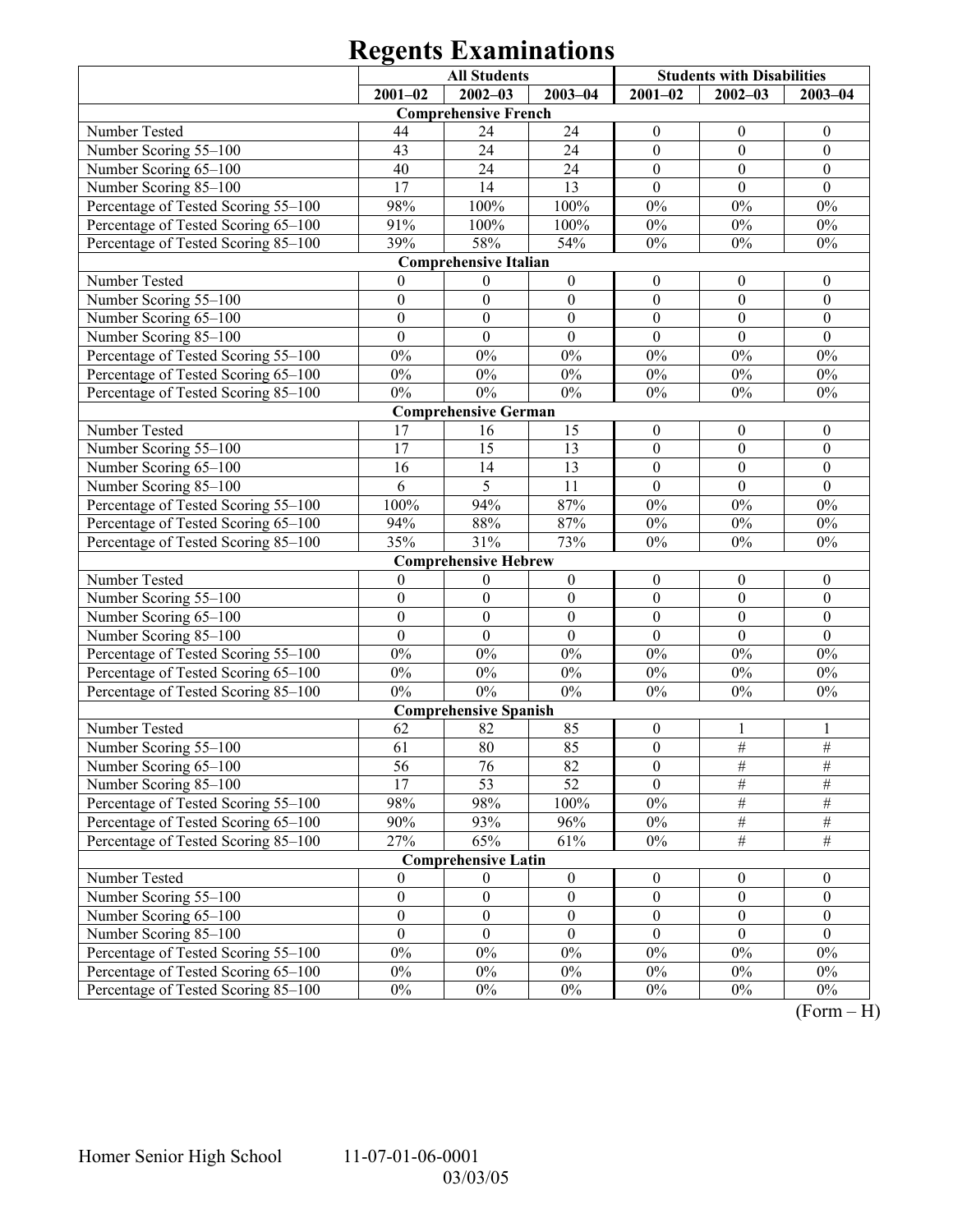# Regents Examinations

| | All Students | | | Students with Disabilities | | |
|---|---|---|---|---|---|---|
| | 2001–02 | 2002–03 | 2003–04 | 2001–02 | 2002–03 | 2003–04 |
| **Comprehensive French** | | | | | | |
| Number Tested | 44 | 24 | 24 | 0 | 0 | 0 |
| Number Scoring 55–100 | 43 | 24 | 24 | 0 | 0 | 0 |
| Number Scoring 65–100 | 40 | 24 | 24 | 0 | 0 | 0 |
| Number Scoring 85–100 | 17 | 14 | 13 | 0 | 0 | 0 |
| Percentage of Tested Scoring 55–100 | 98% | 100% | 100% | 0% | 0% | 0% |
| Percentage of Tested Scoring 65–100 | 91% | 100% | 100% | 0% | 0% | 0% |
| Percentage of Tested Scoring 85–100 | 39% | 58% | 54% | 0% | 0% | 0% |
| **Comprehensive Italian** | | | | | | |
| Number Tested | 0 | 0 | 0 | 0 | 0 | 0 |
| Number Scoring 55–100 | 0 | 0 | 0 | 0 | 0 | 0 |
| Number Scoring 65–100 | 0 | 0 | 0 | 0 | 0 | 0 |
| Number Scoring 85–100 | 0 | 0 | 0 | 0 | 0 | 0 |
| Percentage of Tested Scoring 55–100 | 0% | 0% | 0% | 0% | 0% | 0% |
| Percentage of Tested Scoring 65–100 | 0% | 0% | 0% | 0% | 0% | 0% |
| Percentage of Tested Scoring 85–100 | 0% | 0% | 0% | 0% | 0% | 0% |
| **Comprehensive German** | | | | | | |
| Number Tested | 17 | 16 | 15 | 0 | 0 | 0 |
| Number Scoring 55–100 | 17 | 15 | 13 | 0 | 0 | 0 |
| Number Scoring 65–100 | 16 | 14 | 13 | 0 | 0 | 0 |
| Number Scoring 85–100 | 6 | 5 | 11 | 0 | 0 | 0 |
| Percentage of Tested Scoring 55–100 | 100% | 94% | 87% | 0% | 0% | 0% |
| Percentage of Tested Scoring 65–100 | 94% | 88% | 87% | 0% | 0% | 0% |
| Percentage of Tested Scoring 85–100 | 35% | 31% | 73% | 0% | 0% | 0% |
| **Comprehensive Hebrew** | | | | | | |
| Number Tested | 0 | 0 | 0 | 0 | 0 | 0 |
| Number Scoring 55–100 | 0 | 0 | 0 | 0 | 0 | 0 |
| Number Scoring 65–100 | 0 | 0 | 0 | 0 | 0 | 0 |
| Number Scoring 85–100 | 0 | 0 | 0 | 0 | 0 | 0 |
| Percentage of Tested Scoring 55–100 | 0% | 0% | 0% | 0% | 0% | 0% |
| Percentage of Tested Scoring 65–100 | 0% | 0% | 0% | 0% | 0% | 0% |
| Percentage of Tested Scoring 85–100 | 0% | 0% | 0% | 0% | 0% | 0% |
| **Comprehensive Spanish** | | | | | | |
| Number Tested | 62 | 82 | 85 | 0 | 1 | 1 |
| Number Scoring 55–100 | 61 | 80 | 85 | 0 | # | # |
| Number Scoring 65–100 | 56 | 76 | 82 | 0 | # | # |
| Number Scoring 85–100 | 17 | 53 | 52 | 0 | # | # |
| Percentage of Tested Scoring 55–100 | 98% | 98% | 100% | 0% | # | # |
| Percentage of Tested Scoring 65–100 | 90% | 93% | 96% | 0% | # | # |
| Percentage of Tested Scoring 85–100 | 27% | 65% | 61% | 0% | # | # |
| **Comprehensive Latin** | | | | | | |
| Number Tested | 0 | 0 | 0 | 0 | 0 | 0 |
| Number Scoring 55–100 | 0 | 0 | 0 | 0 | 0 | 0 |
| Number Scoring 65–100 | 0 | 0 | 0 | 0 | 0 | 0 |
| Number Scoring 85–100 | 0 | 0 | 0 | 0 | 0 | 0 |
| Percentage of Tested Scoring 55–100 | 0% | 0% | 0% | 0% | 0% | 0% |
| Percentage of Tested Scoring 65–100 | 0% | 0% | 0% | 0% | 0% | 0% |
| Percentage of Tested Scoring 85–100 | 0% | 0% | 0% | 0% | 0% | 0% |

(Form – H)

Homer Senior High School 11-07-01-06-0001
03/03/05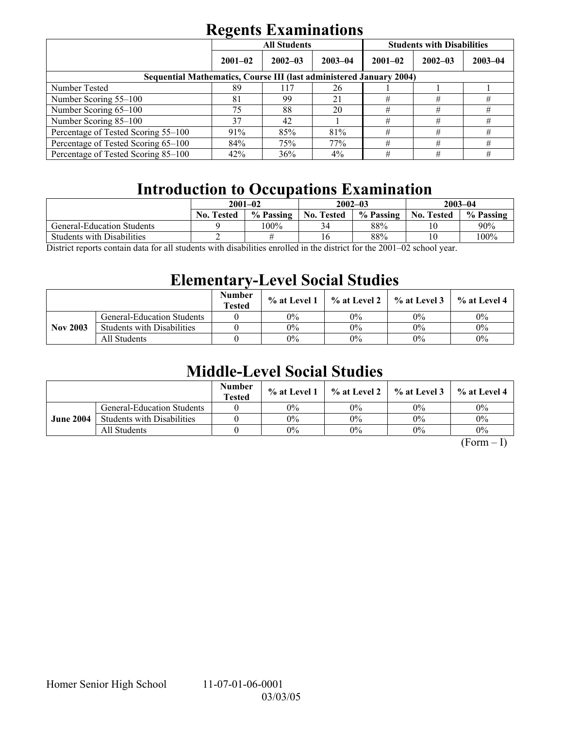# Regents Examinations

| | All Students | | | Students with Disabilities | | |
|---|---|---|---|---|---|---|
| | 2001–02 | 2002–03 | 2003–04 | 2001–02 | 2002–03 | 2003–04 |
| **Sequential Mathematics, Course III (last administered January 2004)** | | | | | | |
| Number Tested | 89 | 117 | 26 | 1 | 1 | 1 |
| Number Scoring 55–100 | 81 | 99 | 21 | # | # | # |
| Number Scoring 65–100 | 75 | 88 | 20 | # | # | # |
| Number Scoring 85–100 | 37 | 42 | 1 | # | # | # |
| Percentage of Tested Scoring 55–100 | 91% | 85% | 81% | # | # | # |
| Percentage of Tested Scoring 65–100 | 84% | 75% | 77% | # | # | # |
| Percentage of Tested Scoring 85–100 | 42% | 36% | 4% | # | # | # |

# Introduction to Occupations Examination

| | 2001–02 | | 2002–03 | | 2003–04 | |
|---|---|---|---|---|---|---|
| | No. Tested | % Passing | No. Tested | % Passing | No. Tested | % Passing |
| General-Education Students | 9 | 100% | 34 | 88% | 10 | 90% |
| Students with Disabilities | 2 | # | 16 | 88% | 10 | 100% |

District reports contain data for all students with disabilities enrolled in the district for the 2001–02 school year.

# Elementary-Level Social Studies

| | | Number Tested | % at Level 1 | % at Level 2 | % at Level 3 | % at Level 4 |
|---|---|---|---|---|---|---|
| **Nov 2003** | General-Education Students | 0 | 0% | 0% | 0% | 0% |
| | Students with Disabilities | 0 | 0% | 0% | 0% | 0% |
| | All Students | 0 | 0% | 0% | 0% | 0% |

# Middle-Level Social Studies

| | | Number Tested | % at Level 1 | % at Level 2 | % at Level 3 | % at Level 4 |
|---|---|---|---|---|---|---|
| **June 2004** | General-Education Students | 0 | 0% | 0% | 0% | 0% |
| | Students with Disabilities | 0 | 0% | 0% | 0% | 0% |
| | All Students | 0 | 0% | 0% | 0% | 0% |

(Form – I)

Homer Senior High School 11-07-01-06-0001
03/03/05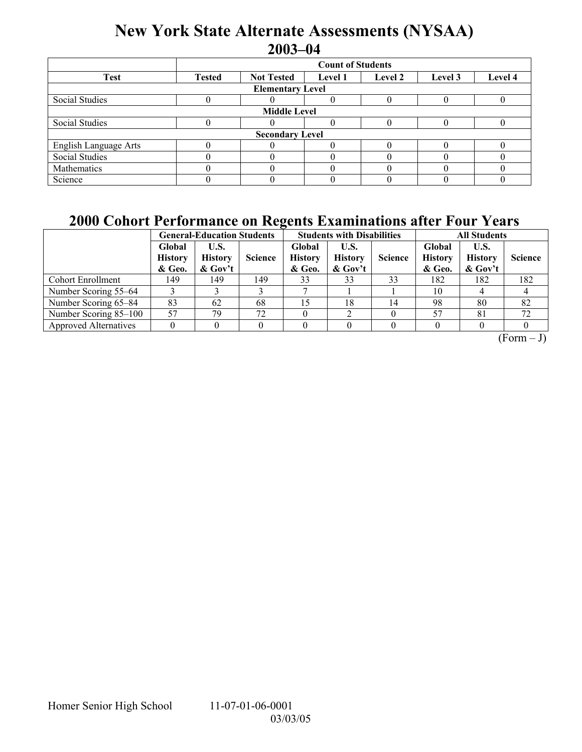# New York State Alternate Assessments (NYSAA) 2003–04

| | Count of Students | | | | | |
|---|---|---|---|---|---|---|
| **Test** | **Tested** | **Not Tested** | **Level 1** | **Level 2** | **Level 3** | **Level 4** |
| **Elementary Level** | | | | | | |
| Social Studies | 0 | 0 | 0 | 0 | 0 | 0 |
| **Middle Level** | | | | | | |
| Social Studies | 0 | 0 | 0 | 0 | 0 | 0 |
| **Secondary Level** | | | | | | |
| English Language Arts | 0 | 0 | 0 | 0 | 0 | 0 |
| Social Studies | 0 | 0 | 0 | 0 | 0 | 0 |
| Mathematics | 0 | 0 | 0 | 0 | 0 | 0 |
| Science | 0 | 0 | 0 | 0 | 0 | 0 |

# 2000 Cohort Performance on Regents Examinations after Four Years

| | General-Education Students | | | Students with Disabilities | | | All Students | | |
|---|---|---|---|---|---|---|---|---|---|
| | **Global History & Geo.** | **U.S. History & Gov't** | **Science** | **Global History & Geo.** | **U.S. History & Gov't** | **Science** | **Global History & Geo.** | **U.S. History & Gov't** | **Science** |
| Cohort Enrollment | 149 | 149 | 149 | 33 | 33 | 33 | 182 | 182 | 182 |
| Number Scoring 55–64 | 3 | 3 | 3 | 7 | 1 | 1 | 10 | 4 | 4 |
| Number Scoring 65–84 | 83 | 62 | 68 | 15 | 18 | 14 | 98 | 80 | 82 |
| Number Scoring 85–100 | 57 | 79 | 72 | 0 | 2 | 0 | 57 | 81 | 72 |
| Approved Alternatives | 0 | 0 | 0 | 0 | 0 | 0 | 0 | 0 | 0 |

(Form – J)